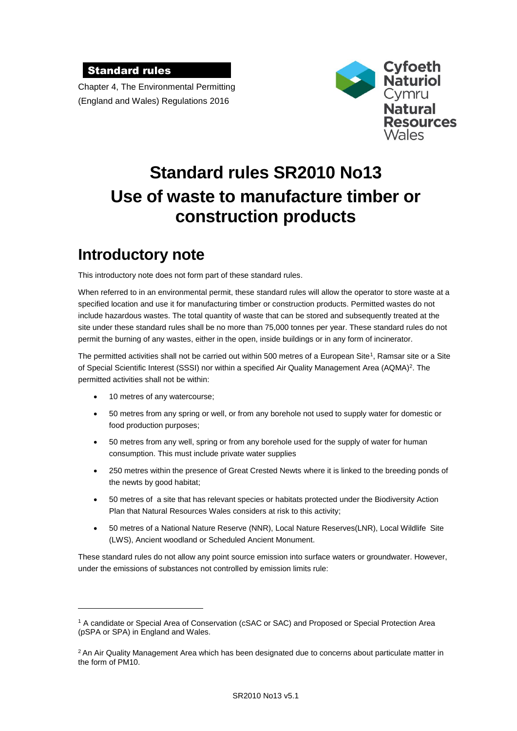**Standard rules**

Chapter 4, The Environmental Permitting (England and Wales) Regulations 2016

Cyfoeth Naturiol Cymru
Natural Resources Wales

# Standard rules SR2010 No13
# Use of waste to manufacture timber or construction products

## Introductory note

This introductory note does not form part of these standard rules.

When referred to in an environmental permit, these standard rules will allow the operator to store waste at a specified location and use it for manufacturing timber or construction products. Permitted wastes do not include hazardous wastes. The total quantity of waste that can be stored and subsequently treated at the site under these standard rules shall be no more than 75,000 tonnes per year. These standard rules do not permit the burning of any wastes, either in the open, inside buildings or in any form of incinerator.

The permitted activities shall not be carried out within 500 metres of a European Site[1], Ramsar site or a Site of Special Scientific Interest (SSSI) nor within a specified Air Quality Management Area (AQMA)[2]. The permitted activities shall not be within:

- 10 metres of any watercourse;
- 50 metres from any spring or well, or from any borehole not used to supply water for domestic or food production purposes;
- 50 metres from any well, spring or from any borehole used for the supply of water for human consumption. This must include private water supplies
- 250 metres within the presence of Great Crested Newts where it is linked to the breeding ponds of the newts by good habitat;
- 50 metres of a site that has relevant species or habitats protected under the Biodiversity Action Plan that Natural Resources Wales considers at risk to this activity;
- 50 metres of a National Nature Reserve (NNR), Local Nature Reserves(LNR), Local Wildlife Site (LWS), Ancient woodland or Scheduled Ancient Monument.

These standard rules do not allow any point source emission into surface waters or groundwater. However, under the emissions of substances not controlled by emission limits rule:

---

[1] A candidate or Special Area of Conservation (cSAC or SAC) and Proposed or Special Protection Area (pSPA or SPA) in England and Wales.

[2] An Air Quality Management Area which has been designated due to concerns about particulate matter in the form of PM10.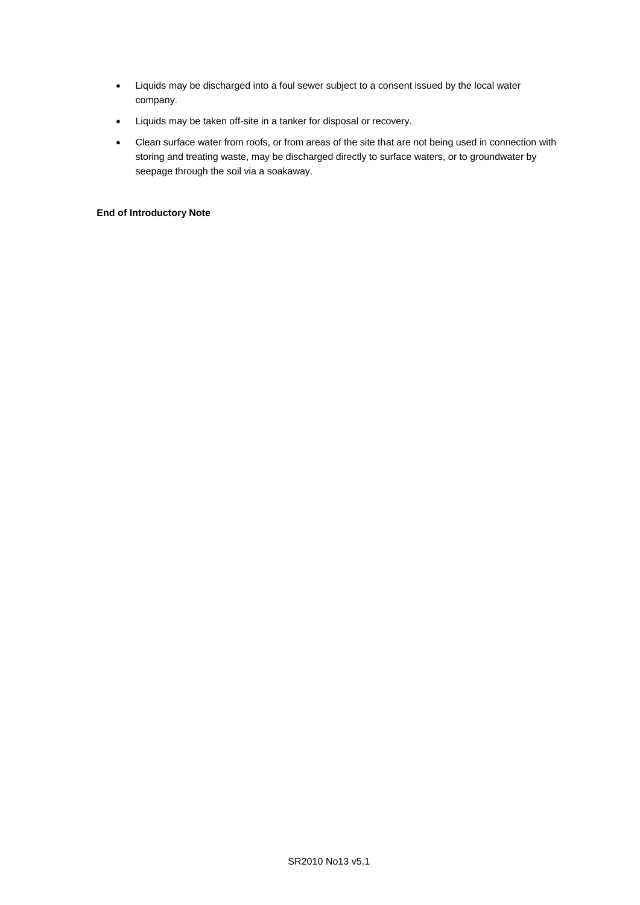- Liquids may be discharged into a foul sewer subject to a consent issued by the local water company.
- Liquids may be taken off-site in a tanker for disposal or recovery.
- Clean surface water from roofs, or from areas of the site that are not being used in connection with storing and treating waste, may be discharged directly to surface waters, or to groundwater by seepage through the soil via a soakaway.

**End of Introductory Note**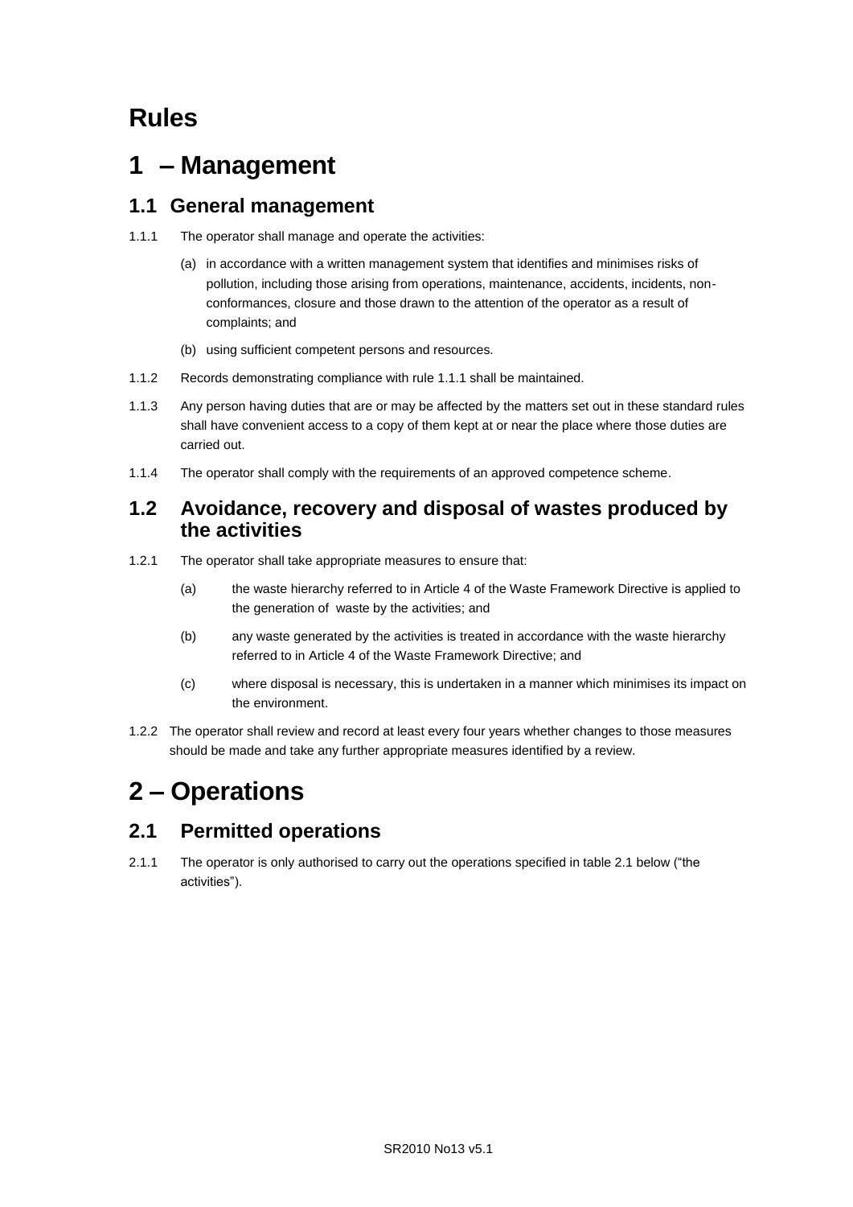# Rules

# 1 – Management

## 1.1 General management

1.1.1 The operator shall manage and operate the activities:

(a) in accordance with a written management system that identifies and minimises risks of pollution, including those arising from operations, maintenance, accidents, incidents, non-conformances, closure and those drawn to the attention of the operator as a result of complaints; and

(b) using sufficient competent persons and resources.

1.1.2 Records demonstrating compliance with rule 1.1.1 shall be maintained.

1.1.3 Any person having duties that are or may be affected by the matters set out in these standard rules shall have convenient access to a copy of them kept at or near the place where those duties are carried out.

1.1.4 The operator shall comply with the requirements of an approved competence scheme.

## 1.2 Avoidance, recovery and disposal of wastes produced by the activities

1.2.1 The operator shall take appropriate measures to ensure that:

(a) the waste hierarchy referred to in Article 4 of the Waste Framework Directive is applied to the generation of waste by the activities; and

(b) any waste generated by the activities is treated in accordance with the waste hierarchy referred to in Article 4 of the Waste Framework Directive; and

(c) where disposal is necessary, this is undertaken in a manner which minimises its impact on the environment.

1.2.2 The operator shall review and record at least every four years whether changes to those measures should be made and take any further appropriate measures identified by a review.

# 2 – Operations

## 2.1 Permitted operations

2.1.1 The operator is only authorised to carry out the operations specified in table 2.1 below ("the activities").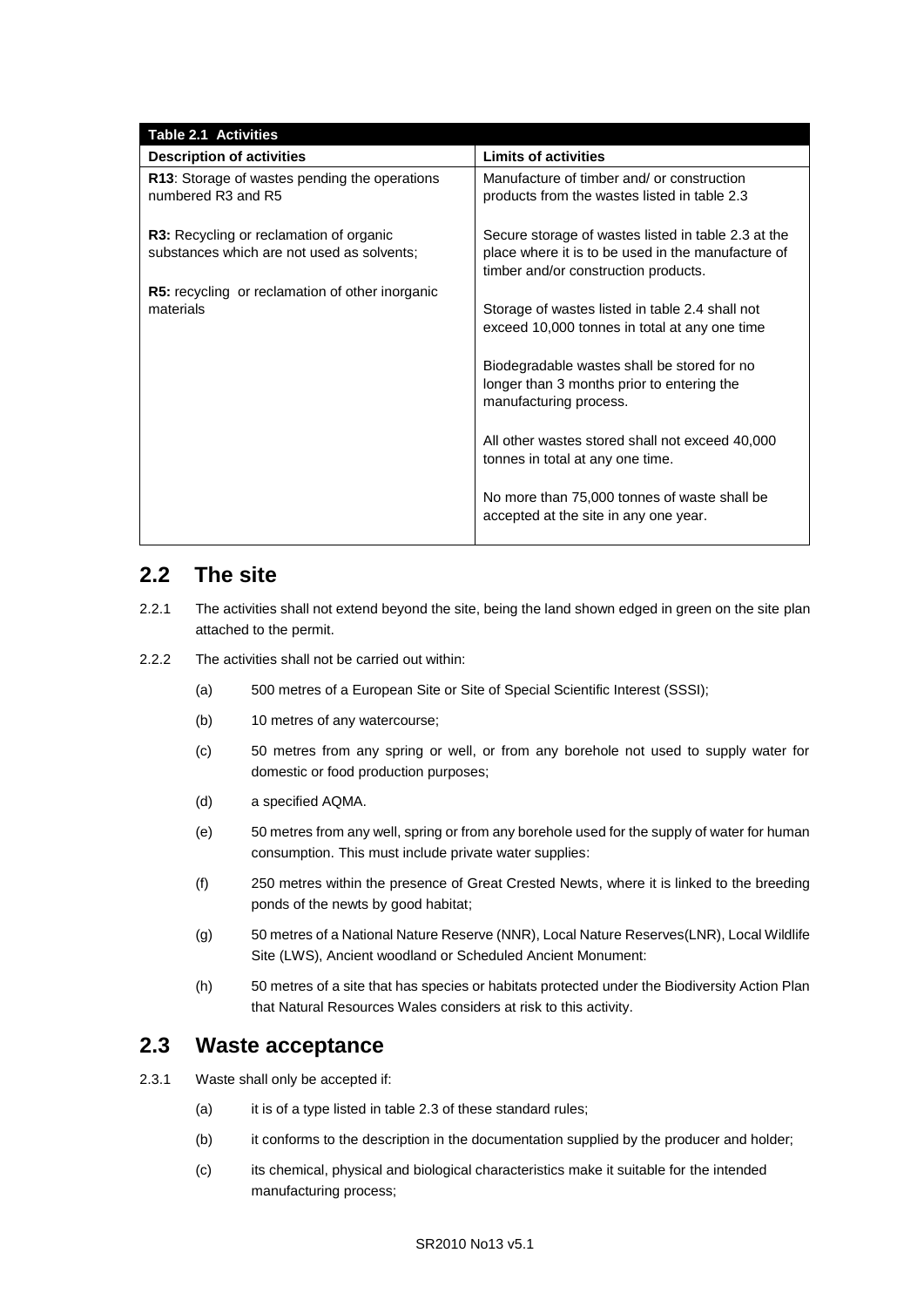| Table 2.1 Activities | |
|---|---|
| **Description of activities** | **Limits of activities** |
| **R13**: Storage of wastes pending the operations numbered R3 and R5<br><br>**R3:** Recycling or reclamation of organic substances which are not used as solvents;<br><br>**R5:** recycling or reclamation of other inorganic materials | Manufacture of timber and/ or construction products from the wastes listed in table 2.3<br><br>Secure storage of wastes listed in table 2.3 at the place where it is to be used in the manufacture of timber and/or construction products.<br><br>Storage of wastes listed in table 2.4 shall not exceed 10,000 tonnes in total at any one time<br><br>Biodegradable wastes shall be stored for no longer than 3 months prior to entering the manufacturing process.<br><br>All other wastes stored shall not exceed 40,000 tonnes in total at any one time.<br><br>No more than 75,000 tonnes of waste shall be accepted at the site in any one year. |

## 2.2 The site

2.2.1 The activities shall not extend beyond the site, being the land shown edged in green on the site plan attached to the permit.

2.2.2 The activities shall not be carried out within:

(a) 500 metres of a European Site or Site of Special Scientific Interest (SSSI);

(b) 10 metres of any watercourse;

(c) 50 metres from any spring or well, or from any borehole not used to supply water for domestic or food production purposes;

(d) a specified AQMA.

(e) 50 metres from any well, spring or from any borehole used for the supply of water for human consumption. This must include private water supplies:

(f) 250 metres within the presence of Great Crested Newts, where it is linked to the breeding ponds of the newts by good habitat;

(g) 50 metres of a National Nature Reserve (NNR), Local Nature Reserves(LNR), Local Wildlife Site (LWS), Ancient woodland or Scheduled Ancient Monument:

(h) 50 metres of a site that has species or habitats protected under the Biodiversity Action Plan that Natural Resources Wales considers at risk to this activity.

## 2.3 Waste acceptance

2.3.1 Waste shall only be accepted if:

(a) it is of a type listed in table 2.3 of these standard rules;

(b) it conforms to the description in the documentation supplied by the producer and holder;

(c) its chemical, physical and biological characteristics make it suitable for the intended manufacturing process;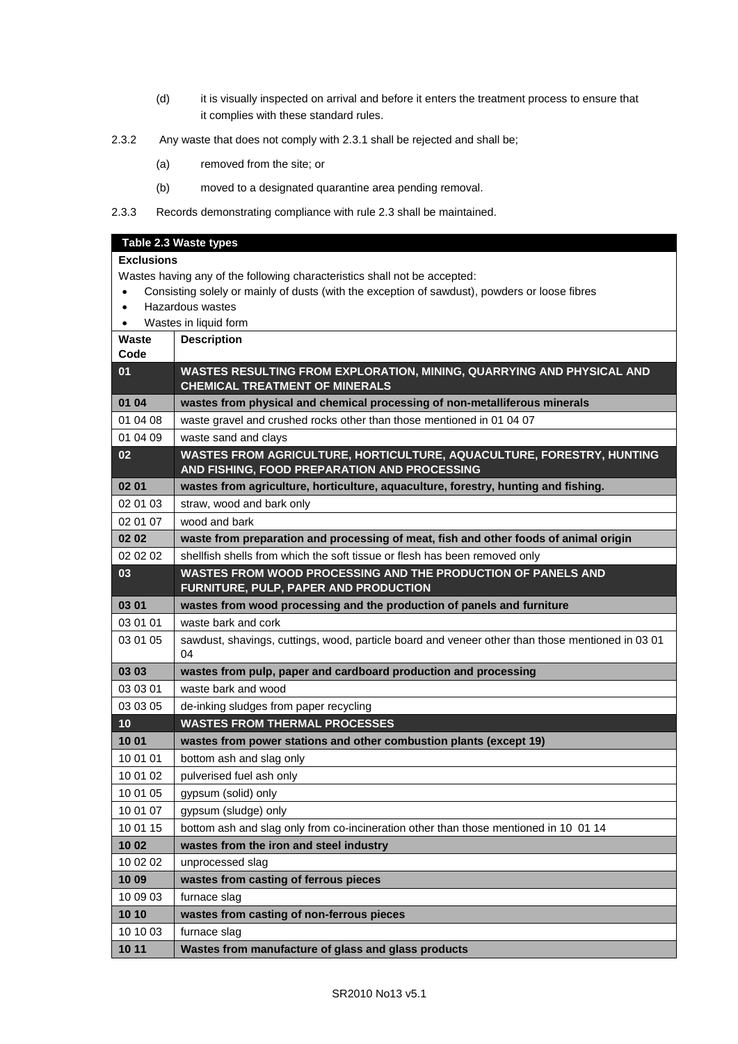(d) it is visually inspected on arrival and before it enters the treatment process to ensure that it complies with these standard rules.

2.3.2 Any waste that does not comply with 2.3.1 shall be rejected and shall be;

(a) removed from the site; or

(b) moved to a designated quarantine area pending removal.

2.3.3 Records demonstrating compliance with rule 2.3 shall be maintained.

| **Table 2.3 Waste types** | |
|---|---|
| **Exclusions**<br>Wastes having any of the following characteristics shall not be accepted:<br>• Consisting solely or mainly of dusts (with the exception of sawdust), powders or loose fibres<br>• Hazardous wastes<br>• Wastes in liquid form | |
| **Waste Code** | **Description** |
| **01** | **WASTES RESULTING FROM EXPLORATION, MINING, QUARRYING AND PHYSICAL AND CHEMICAL TREATMENT OF MINERALS** |
| **01 04** | **wastes from physical and chemical processing of non-metalliferous minerals** |
| 01 04 08 | waste gravel and crushed rocks other than those mentioned in 01 04 07 |
| 01 04 09 | waste sand and clays |
| **02** | **WASTES FROM AGRICULTURE, HORTICULTURE, AQUACULTURE, FORESTRY, HUNTING AND FISHING, FOOD PREPARATION AND PROCESSING** |
| **02 01** | **wastes from agriculture, horticulture, aquaculture, forestry, hunting and fishing.** |
| 02 01 03 | straw, wood and bark only |
| 02 01 07 | wood and bark |
| **02 02** | **waste from preparation and processing of meat, fish and other foods of animal origin** |
| 02 02 02 | shellfish shells from which the soft tissue or flesh has been removed only |
| **03** | **WASTES FROM WOOD PROCESSING AND THE PRODUCTION OF PANELS AND FURNITURE, PULP, PAPER AND PRODUCTION** |
| **03 01** | **wastes from wood processing and the production of panels and furniture** |
| 03 01 01 | waste bark and cork |
| 03 01 05 | sawdust, shavings, cuttings, wood, particle board and veneer other than those mentioned in 03 01 04 |
| **03 03** | **wastes from pulp, paper and cardboard production and processing** |
| 03 03 01 | waste bark and wood |
| 03 03 05 | de-inking sludges from paper recycling |
| **10** | **WASTES FROM THERMAL PROCESSES** |
| **10 01** | **wastes from power stations and other combustion plants (except 19)** |
| 10 01 01 | bottom ash and slag only |
| 10 01 02 | pulverised fuel ash only |
| 10 01 05 | gypsum (solid) only |
| 10 01 07 | gypsum (sludge) only |
| 10 01 15 | bottom ash and slag only from co-incineration other than those mentioned in 10 01 14 |
| **10 02** | **wastes from the iron and steel industry** |
| 10 02 02 | unprocessed slag |
| **10 09** | **wastes from casting of ferrous pieces** |
| 10 09 03 | furnace slag |
| **10 10** | **wastes from casting of non-ferrous pieces** |
| 10 10 03 | furnace slag |
| **10 11** | **Wastes from manufacture of glass and glass products** |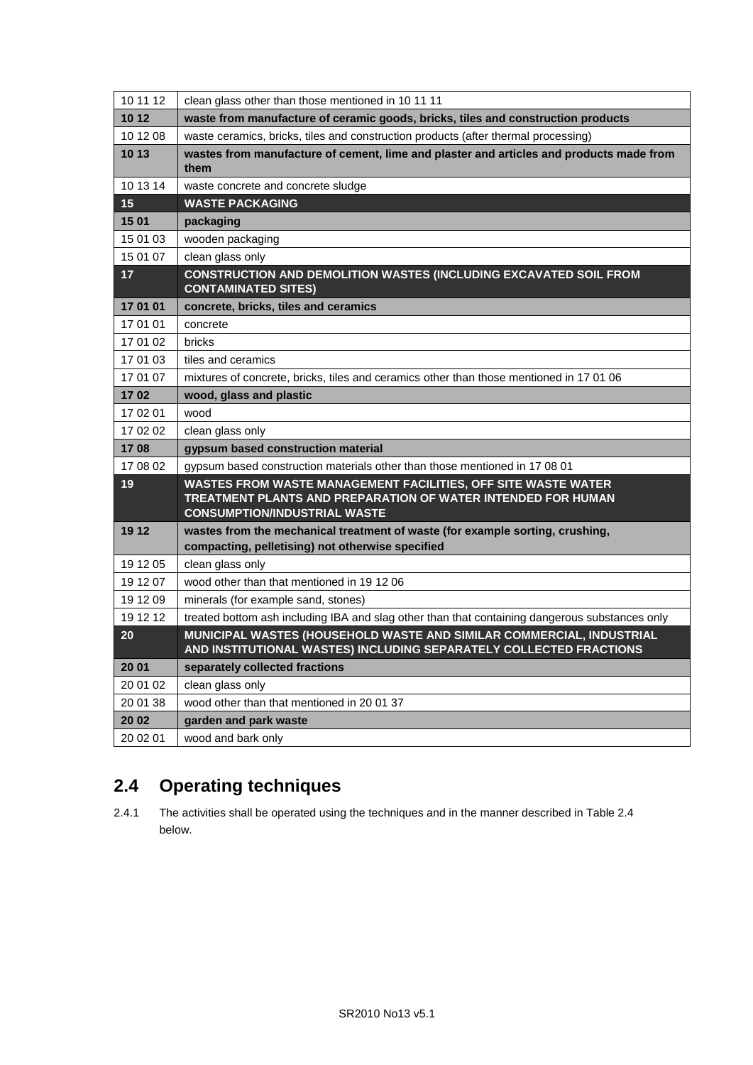| 10 11 12 | clean glass other than those mentioned in 10 11 11 |
|---|---|
| **10 12** | **waste from manufacture of ceramic goods, bricks, tiles and construction products** |
| 10 12 08 | waste ceramics, bricks, tiles and construction products (after thermal processing) |
| **10 13** | **wastes from manufacture of cement, lime and plaster and articles and products made from them** |
| 10 13 14 | waste concrete and concrete sludge |
| **15** | **WASTE PACKAGING** |
| **15 01** | **packaging** |
| 15 01 03 | wooden packaging |
| 15 01 07 | clean glass only |
| **17** | **CONSTRUCTION AND DEMOLITION WASTES (INCLUDING EXCAVATED SOIL FROM CONTAMINATED SITES)** |
| **17 01 01** | **concrete, bricks, tiles and ceramics** |
| 17 01 01 | concrete |
| 17 01 02 | bricks |
| 17 01 03 | tiles and ceramics |
| 17 01 07 | mixtures of concrete, bricks, tiles and ceramics other than those mentioned in 17 01 06 |
| **17 02** | **wood, glass and plastic** |
| 17 02 01 | wood |
| 17 02 02 | clean glass only |
| **17 08** | **gypsum based construction material** |
| 17 08 02 | gypsum based construction materials other than those mentioned in 17 08 01 |
| **19** | **WASTES FROM WASTE MANAGEMENT FACILITIES, OFF SITE WASTE WATER TREATMENT PLANTS AND PREPARATION OF WATER INTENDED FOR HUMAN CONSUMPTION/INDUSTRIAL WASTE** |
| **19 12** | **wastes from the mechanical treatment of waste (for example sorting, crushing, compacting, pelletising) not otherwise specified** |
| 19 12 05 | clean glass only |
| 19 12 07 | wood other than that mentioned in 19 12 06 |
| 19 12 09 | minerals (for example sand, stones) |
| 19 12 12 | treated bottom ash including IBA and slag other than that containing dangerous substances only |
| **20** | **MUNICIPAL WASTES (HOUSEHOLD WASTE AND SIMILAR COMMERCIAL, INDUSTRIAL AND INSTITUTIONAL WASTES) INCLUDING SEPARATELY COLLECTED FRACTIONS** |
| **20 01** | **separately collected fractions** |
| 20 01 02 | clean glass only |
| 20 01 38 | wood other than that mentioned in 20 01 37 |
| **20 02** | **garden and park waste** |
| 20 02 01 | wood and bark only |

## 2.4 Operating techniques

2.4.1 The activities shall be operated using the techniques and in the manner described in Table 2.4 below.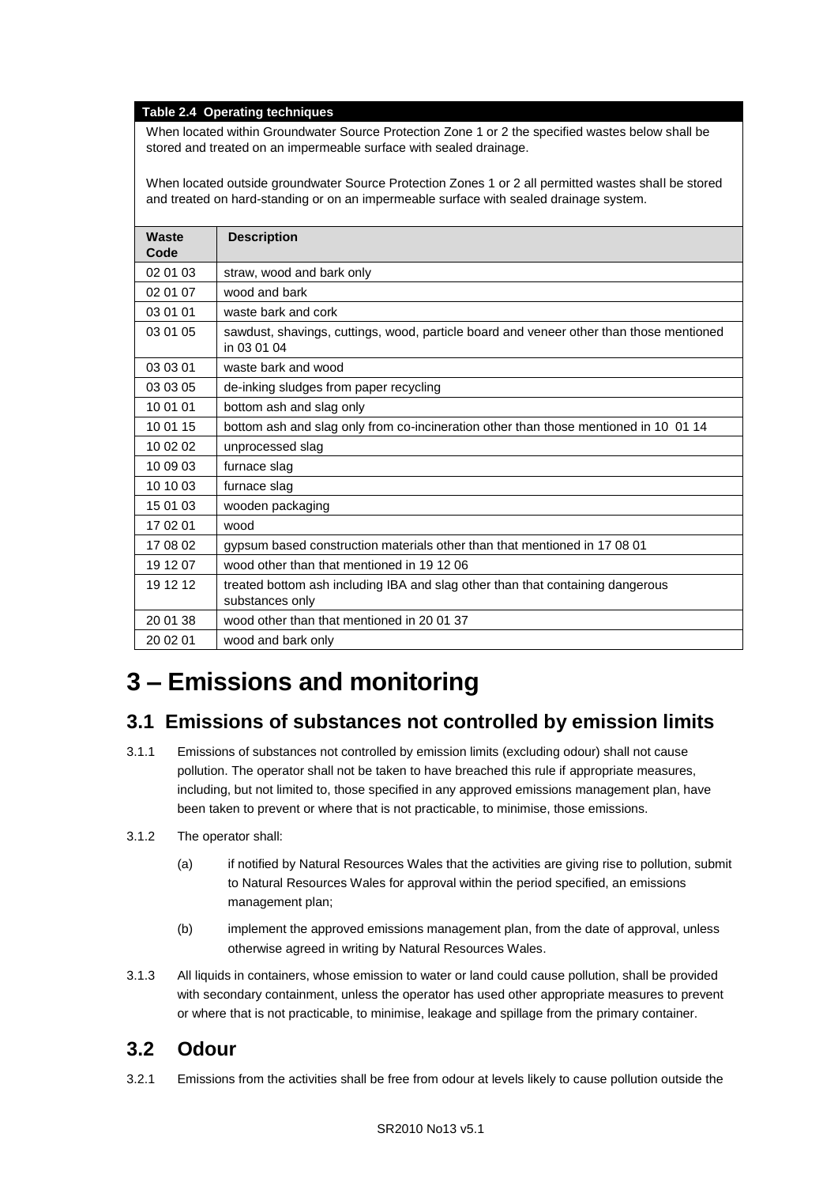**Table 2.4 Operating techniques**

When located within Groundwater Source Protection Zone 1 or 2 the specified wastes below shall be stored and treated on an impermeable surface with sealed drainage.

When located outside groundwater Source Protection Zones 1 or 2 all permitted wastes shall be stored and treated on hard-standing or on an impermeable surface with sealed drainage system.

| Waste Code | Description |
|---|---|
| 02 01 03 | straw, wood and bark only |
| 02 01 07 | wood and bark |
| 03 01 01 | waste bark and cork |
| 03 01 05 | sawdust, shavings, cuttings, wood, particle board and veneer other than those mentioned in 03 01 04 |
| 03 03 01 | waste bark and wood |
| 03 03 05 | de-inking sludges from paper recycling |
| 10 01 01 | bottom ash and slag only |
| 10 01 15 | bottom ash and slag only from co-incineration other than those mentioned in 10 01 14 |
| 10 02 02 | unprocessed slag |
| 10 09 03 | furnace slag |
| 10 10 03 | furnace slag |
| 15 01 03 | wooden packaging |
| 17 02 01 | wood |
| 17 08 02 | gypsum based construction materials other than that mentioned in 17 08 01 |
| 19 12 07 | wood other than that mentioned in 19 12 06 |
| 19 12 12 | treated bottom ash including IBA and slag other than that containing dangerous substances only |
| 20 01 38 | wood other than that mentioned in 20 01 37 |
| 20 02 01 | wood and bark only |

# 3 – Emissions and monitoring

## 3.1 Emissions of substances not controlled by emission limits

3.1.1 Emissions of substances not controlled by emission limits (excluding odour) shall not cause pollution. The operator shall not be taken to have breached this rule if appropriate measures, including, but not limited to, those specified in any approved emissions management plan, have been taken to prevent or where that is not practicable, to minimise, those emissions.

3.1.2 The operator shall:

(a) if notified by Natural Resources Wales that the activities are giving rise to pollution, submit to Natural Resources Wales for approval within the period specified, an emissions management plan;

(b) implement the approved emissions management plan, from the date of approval, unless otherwise agreed in writing by Natural Resources Wales.

3.1.3 All liquids in containers, whose emission to water or land could cause pollution, shall be provided with secondary containment, unless the operator has used other appropriate measures to prevent or where that is not practicable, to minimise, leakage and spillage from the primary container.

## 3.2 Odour

3.2.1 Emissions from the activities shall be free from odour at levels likely to cause pollution outside the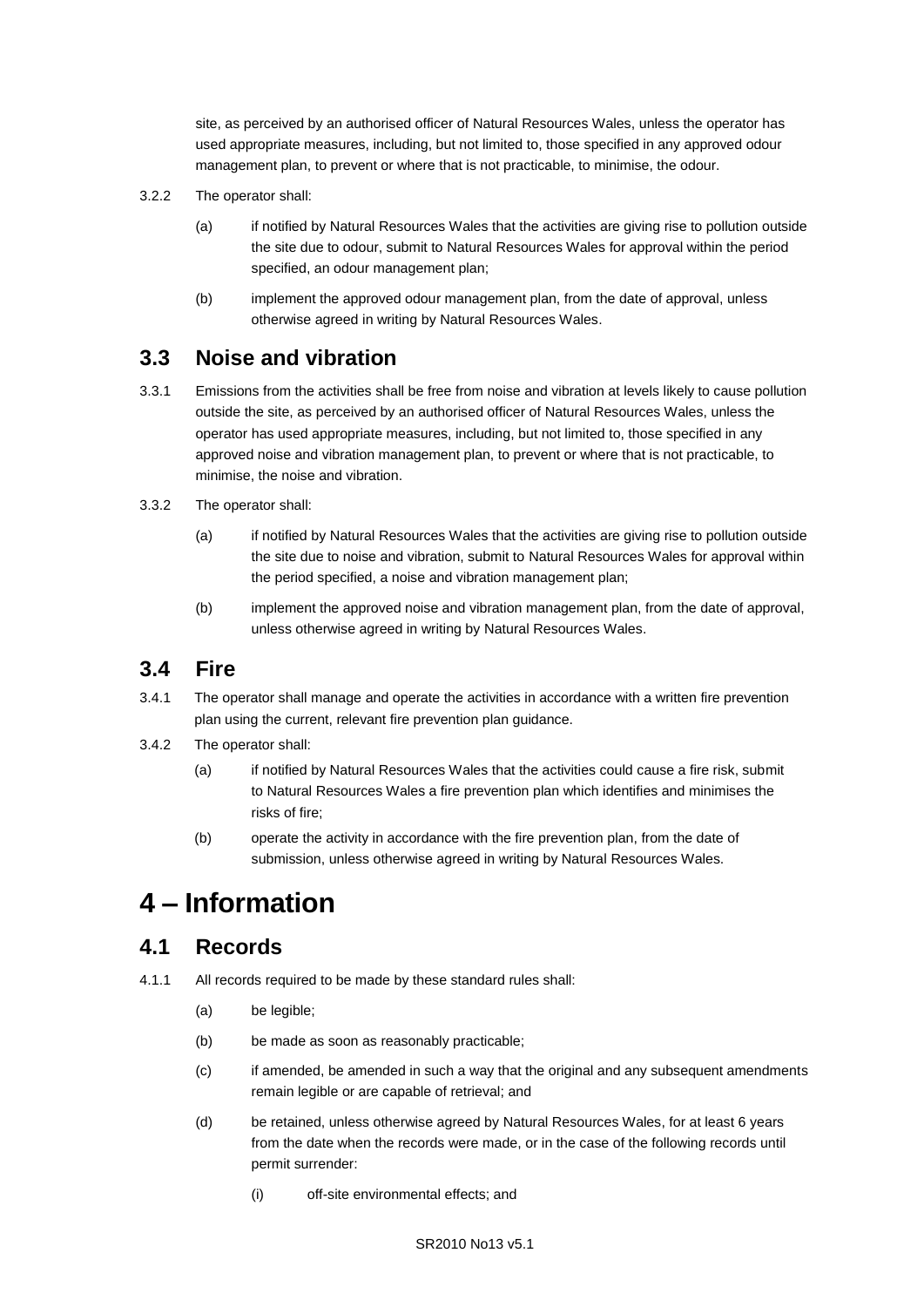site, as perceived by an authorised officer of Natural Resources Wales, unless the operator has used appropriate measures, including, but not limited to, those specified in any approved odour management plan, to prevent or where that is not practicable, to minimise, the odour.

3.2.2 The operator shall:

(a) if notified by Natural Resources Wales that the activities are giving rise to pollution outside the site due to odour, submit to Natural Resources Wales for approval within the period specified, an odour management plan;

(b) implement the approved odour management plan, from the date of approval, unless otherwise agreed in writing by Natural Resources Wales.

## 3.3 Noise and vibration

3.3.1 Emissions from the activities shall be free from noise and vibration at levels likely to cause pollution outside the site, as perceived by an authorised officer of Natural Resources Wales, unless the operator has used appropriate measures, including, but not limited to, those specified in any approved noise and vibration management plan, to prevent or where that is not practicable, to minimise, the noise and vibration.

3.3.2 The operator shall:

(a) if notified by Natural Resources Wales that the activities are giving rise to pollution outside the site due to noise and vibration, submit to Natural Resources Wales for approval within the period specified, a noise and vibration management plan;

(b) implement the approved noise and vibration management plan, from the date of approval, unless otherwise agreed in writing by Natural Resources Wales.

## 3.4 Fire

3.4.1 The operator shall manage and operate the activities in accordance with a written fire prevention plan using the current, relevant fire prevention plan guidance.

3.4.2 The operator shall:

(a) if notified by Natural Resources Wales that the activities could cause a fire risk, submit to Natural Resources Wales a fire prevention plan which identifies and minimises the risks of fire;

(b) operate the activity in accordance with the fire prevention plan, from the date of submission, unless otherwise agreed in writing by Natural Resources Wales.

# 4 – Information

## 4.1 Records

4.1.1 All records required to be made by these standard rules shall:

(a) be legible;

(b) be made as soon as reasonably practicable;

(c) if amended, be amended in such a way that the original and any subsequent amendments remain legible or are capable of retrieval; and

(d) be retained, unless otherwise agreed by Natural Resources Wales, for at least 6 years from the date when the records were made, or in the case of the following records until permit surrender:

(i) off-site environmental effects; and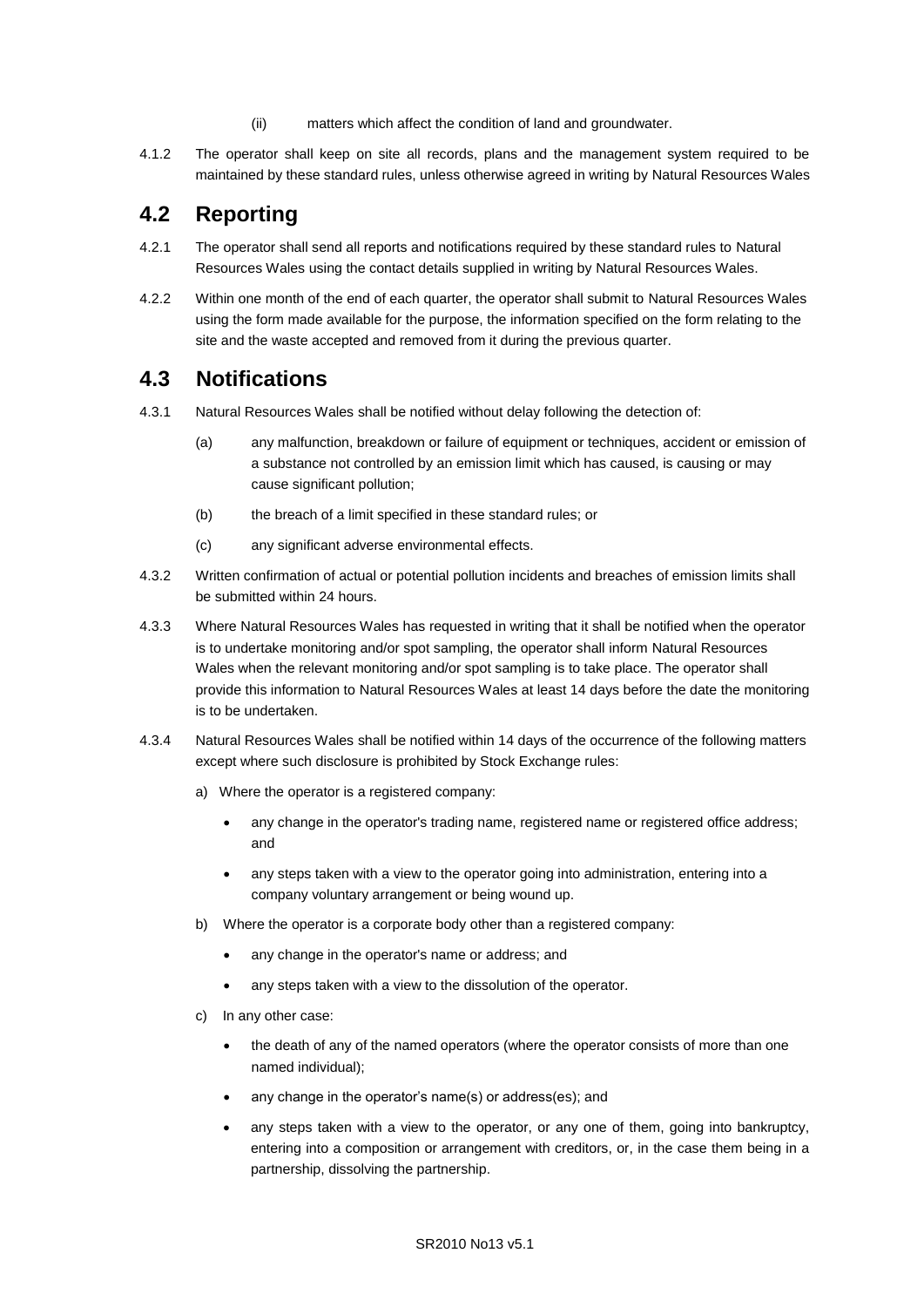(ii) matters which affect the condition of land and groundwater.

4.1.2 The operator shall keep on site all records, plans and the management system required to be maintained by these standard rules, unless otherwise agreed in writing by Natural Resources Wales

## 4.2 Reporting

4.2.1 The operator shall send all reports and notifications required by these standard rules to Natural Resources Wales using the contact details supplied in writing by Natural Resources Wales.

4.2.2 Within one month of the end of each quarter, the operator shall submit to Natural Resources Wales using the form made available for the purpose, the information specified on the form relating to the site and the waste accepted and removed from it during the previous quarter.

## 4.3 Notifications

4.3.1 Natural Resources Wales shall be notified without delay following the detection of:

(a) any malfunction, breakdown or failure of equipment or techniques, accident or emission of a substance not controlled by an emission limit which has caused, is causing or may cause significant pollution;

(b) the breach of a limit specified in these standard rules; or

(c) any significant adverse environmental effects.

4.3.2 Written confirmation of actual or potential pollution incidents and breaches of emission limits shall be submitted within 24 hours.

4.3.3 Where Natural Resources Wales has requested in writing that it shall be notified when the operator is to undertake monitoring and/or spot sampling, the operator shall inform Natural Resources Wales when the relevant monitoring and/or spot sampling is to take place. The operator shall provide this information to Natural Resources Wales at least 14 days before the date the monitoring is to be undertaken.

4.3.4 Natural Resources Wales shall be notified within 14 days of the occurrence of the following matters except where such disclosure is prohibited by Stock Exchange rules:

a) Where the operator is a registered company:

- any change in the operator's trading name, registered name or registered office address; and
- any steps taken with a view to the operator going into administration, entering into a company voluntary arrangement or being wound up.

b) Where the operator is a corporate body other than a registered company:

- any change in the operator's name or address; and
- any steps taken with a view to the dissolution of the operator.

c) In any other case:

- the death of any of the named operators (where the operator consists of more than one named individual);
- any change in the operator's name(s) or address(es); and
- any steps taken with a view to the operator, or any one of them, going into bankruptcy, entering into a composition or arrangement with creditors, or, in the case them being in a partnership, dissolving the partnership.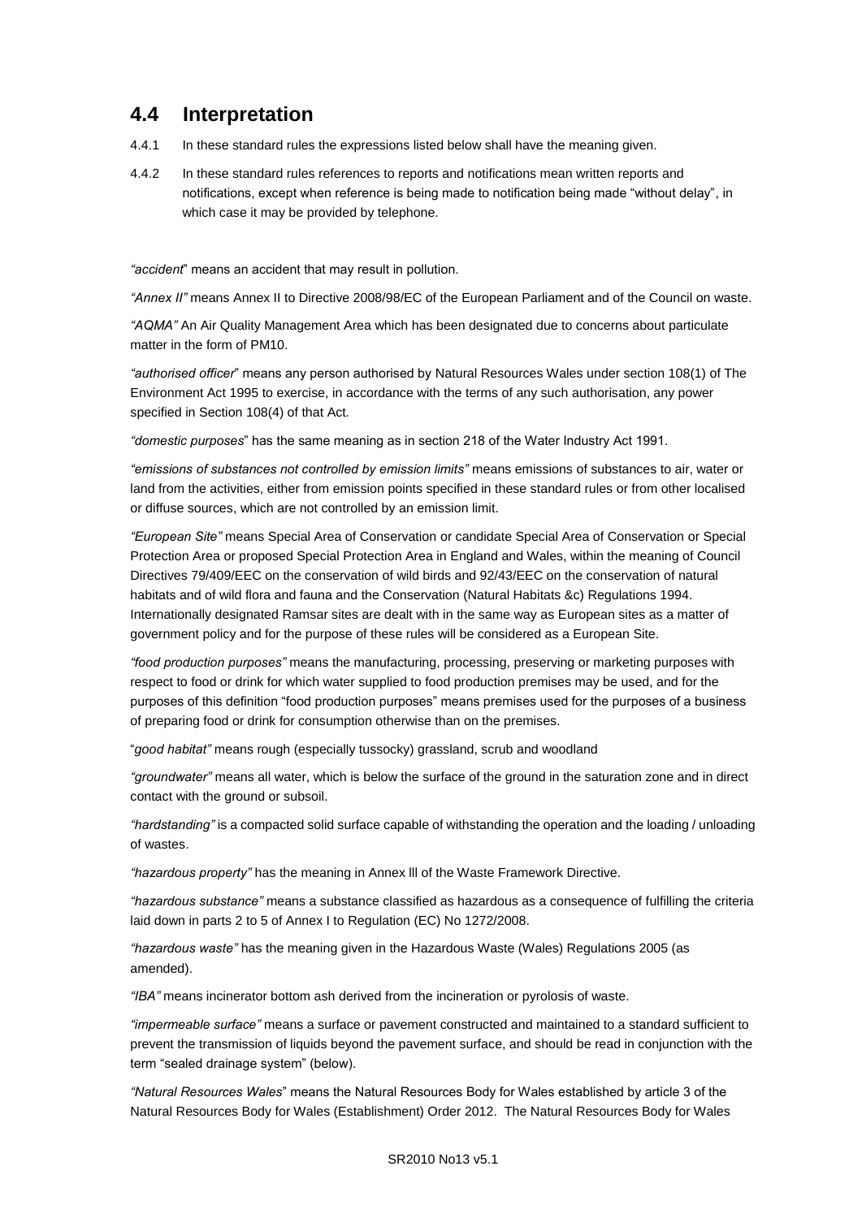## 4.4 Interpretation

4.4.1 In these standard rules the expressions listed below shall have the meaning given.

4.4.2 In these standard rules references to reports and notifications mean written reports and notifications, except when reference is being made to notification being made "without delay", in which case it may be provided by telephone.

*"accident*" means an accident that may result in pollution.

*"Annex II"* means Annex II to Directive 2008/98/EC of the European Parliament and of the Council on waste.

*"AQMA"* An Air Quality Management Area which has been designated due to concerns about particulate matter in the form of PM10.

*"authorised officer*" means any person authorised by Natural Resources Wales under section 108(1) of The Environment Act 1995 to exercise, in accordance with the terms of any such authorisation, any power specified in Section 108(4) of that Act*.*

*"domestic purposes*" has the same meaning as in section 218 of the Water Industry Act 1991.

*"emissions of substances not controlled by emission limits"* means emissions of substances to air, water or land from the activities, either from emission points specified in these standard rules or from other localised or diffuse sources, which are not controlled by an emission limit.

*"European Site"* means Special Area of Conservation or candidate Special Area of Conservation or Special Protection Area or proposed Special Protection Area in England and Wales, within the meaning of Council Directives 79/409/EEC on the conservation of wild birds and 92/43/EEC on the conservation of natural habitats and of wild flora and fauna and the Conservation (Natural Habitats &c) Regulations 1994. Internationally designated Ramsar sites are dealt with in the same way as European sites as a matter of government policy and for the purpose of these rules will be considered as a European Site.

*"food production purposes"* means the manufacturing, processing, preserving or marketing purposes with respect to food or drink for which water supplied to food production premises may be used, and for the purposes of this definition "food production purposes" means premises used for the purposes of a business of preparing food or drink for consumption otherwise than on the premises.

"*good habitat"* means rough (especially tussocky) grassland, scrub and woodland

*"groundwater"* means all water, which is below the surface of the ground in the saturation zone and in direct contact with the ground or subsoil.

*"hardstanding"* is a compacted solid surface capable of withstanding the operation and the loading / unloading of wastes.

*"hazardous property"* has the meaning in Annex lll of the Waste Framework Directive.

*"hazardous substance"* means a substance classified as hazardous as a consequence of fulfilling the criteria laid down in parts 2 to 5 of Annex I to Regulation (EC) No 1272/2008.

*"hazardous waste"* has the meaning given in the Hazardous Waste (Wales) Regulations 2005 (as amended).

*"IBA"* means incinerator bottom ash derived from the incineration or pyrolosis of waste.

*"impermeable surface"* means a surface or pavement constructed and maintained to a standard sufficient to prevent the transmission of liquids beyond the pavement surface, and should be read in conjunction with the term "sealed drainage system" (below).

*"Natural Resources Wales*" means the Natural Resources Body for Wales established by article 3 of the Natural Resources Body for Wales (Establishment) Order 2012. The Natural Resources Body for Wales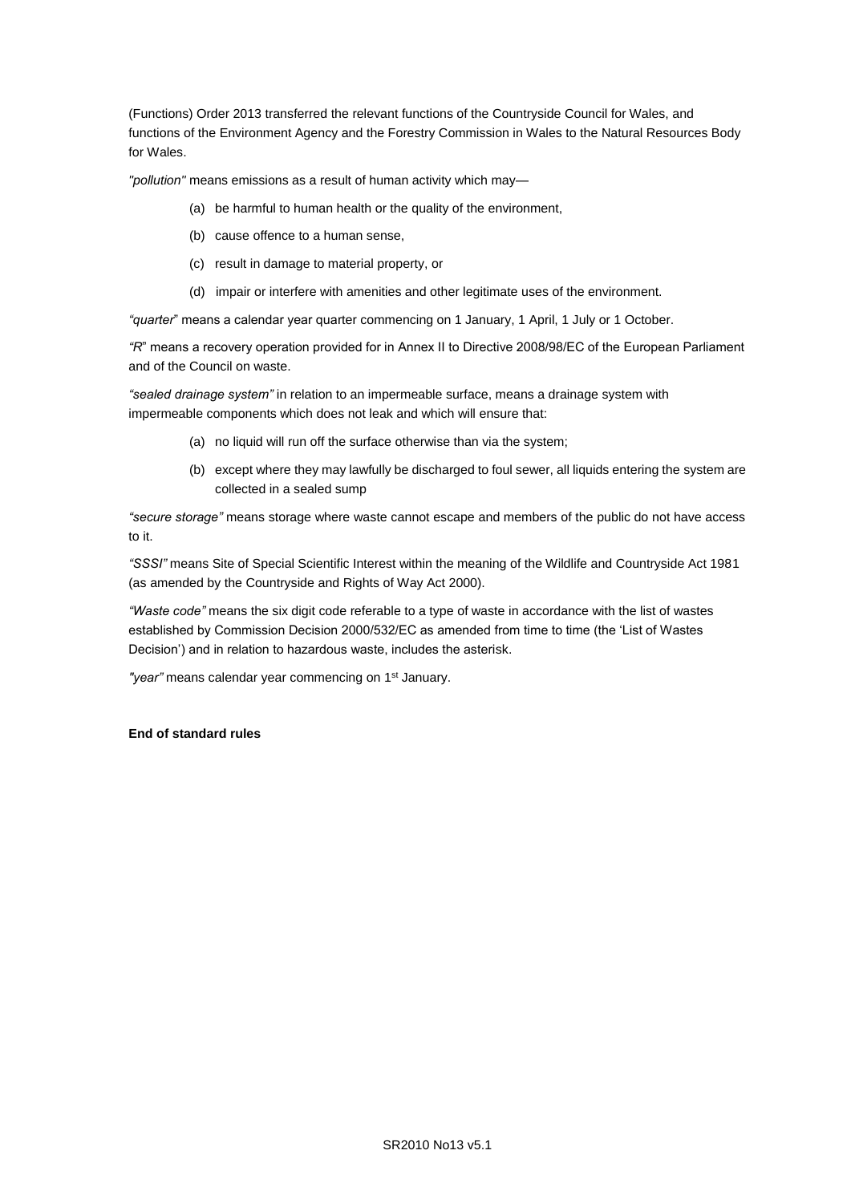(Functions) Order 2013 transferred the relevant functions of the Countryside Council for Wales, and functions of the Environment Agency and the Forestry Commission in Wales to the Natural Resources Body for Wales.

*"pollution"* means emissions as a result of human activity which may—

(a) be harmful to human health or the quality of the environment,

(b) cause offence to a human sense,

(c) result in damage to material property, or

(d) impair or interfere with amenities and other legitimate uses of the environment.

*"quarter*" means a calendar year quarter commencing on 1 January, 1 April, 1 July or 1 October.

*"R*" means a recovery operation provided for in Annex II to Directive 2008/98/EC of the European Parliament and of the Council on waste.

*"sealed drainage system"* in relation to an impermeable surface, means a drainage system with impermeable components which does not leak and which will ensure that:

(a) no liquid will run off the surface otherwise than via the system;

(b) except where they may lawfully be discharged to foul sewer, all liquids entering the system are collected in a sealed sump

*"secure storage"* means storage where waste cannot escape and members of the public do not have access to it.

*"SSSI"* means Site of Special Scientific Interest within the meaning of the Wildlife and Countryside Act 1981 (as amended by the Countryside and Rights of Way Act 2000).

*"Waste code"* means the six digit code referable to a type of waste in accordance with the list of wastes established by Commission Decision 2000/532/EC as amended from time to time (the 'List of Wastes Decision') and in relation to hazardous waste, includes the asterisk.

*"year"* means calendar year commencing on 1st January.

**End of standard rules**